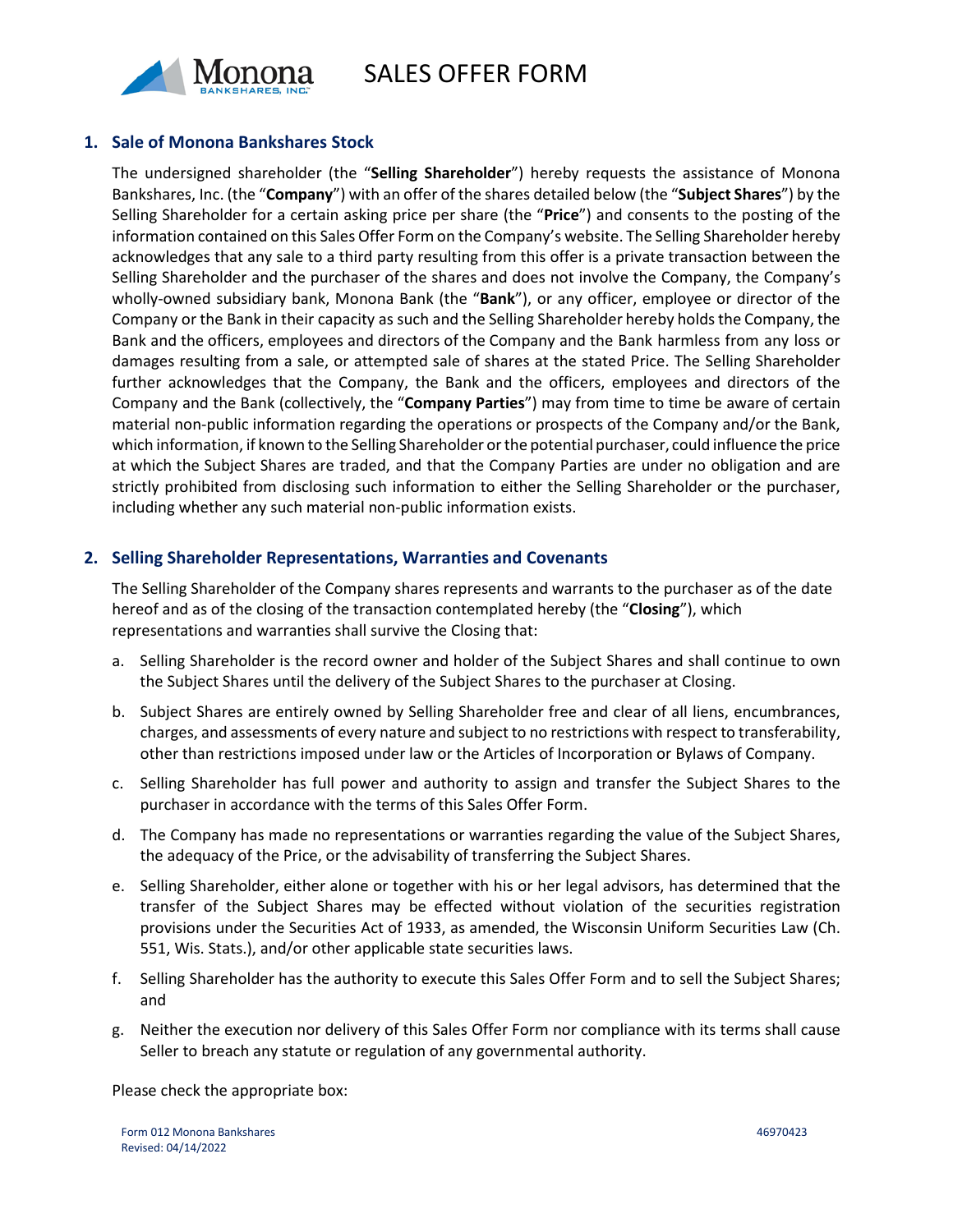# SALES OFFER FORM

## 1. Sale of Monona Bankshares Stock

The undersigned shareholder (the "**Selling Shareholder**") hereby requests the assistance of Monona Bankshares, Inc. (the "**Company**") with an offer of the shares detailed below (the "**Subject Shares**") by the Selling Shareholder for a certain asking price per share (the "**Price**") and consents to the posting of the information contained on this Sales Offer Form on the Company's website. The Selling Shareholder hereby acknowledges that any sale to a third party resulting from this offer is a private transaction between the Selling Shareholder and the purchaser of the shares and does not involve the Company, the Company's wholly-owned subsidiary bank, Monona Bank (the "**Bank**"), or any officer, employee or director of the Company or the Bank in their capacity as such and the Selling Shareholder hereby holds the Company, the Bank and the officers, employees and directors of the Company and the Bank harmless from any loss or damages resulting from a sale, or attempted sale of shares at the stated Price. The Selling Shareholder further acknowledges that the Company, the Bank and the officers, employees and directors of the Company and the Bank (collectively, the "**Company Parties**") may from time to time be aware of certain material non-public information regarding the operations or prospects of the Company and/or the Bank, which information, if known to the Selling Shareholder or the potential purchaser, could influence the price at which the Subject Shares are traded, and that the Company Parties are under no obligation and are strictly prohibited from disclosing such information to either the Selling Shareholder or the purchaser, including whether any such material non-public information exists.

## 2. Selling Shareholder Representations, Warranties and Covenants

The Selling Shareholder of the Company shares represents and warrants to the purchaser as of the date hereof and as of the closing of the transaction contemplated hereby (the "**Closing**"), which representations and warranties shall survive the Closing that:

a. Selling Shareholder is the record owner and holder of the Subject Shares and shall continue to own the Subject Shares until the delivery of the Subject Shares to the purchaser at Closing.

b. Subject Shares are entirely owned by Selling Shareholder free and clear of all liens, encumbrances, charges, and assessments of every nature and subject to no restrictions with respect to transferability, other than restrictions imposed under law or the Articles of Incorporation or Bylaws of Company.

c. Selling Shareholder has full power and authority to assign and transfer the Subject Shares to the purchaser in accordance with the terms of this Sales Offer Form.

d. The Company has made no representations or warranties regarding the value of the Subject Shares, the adequacy of the Price, or the advisability of transferring the Subject Shares.

e. Selling Shareholder, either alone or together with his or her legal advisors, has determined that the transfer of the Subject Shares may be effected without violation of the securities registration provisions under the Securities Act of 1933, as amended, the Wisconsin Uniform Securities Law (Ch. 551, Wis. Stats.), and/or other applicable state securities laws.

f. Selling Shareholder has the authority to execute this Sales Offer Form and to sell the Subject Shares; and

g. Neither the execution nor delivery of this Sales Offer Form nor compliance with its terms shall cause Seller to breach any statute or regulation of any governmental authority.

Please check the appropriate box: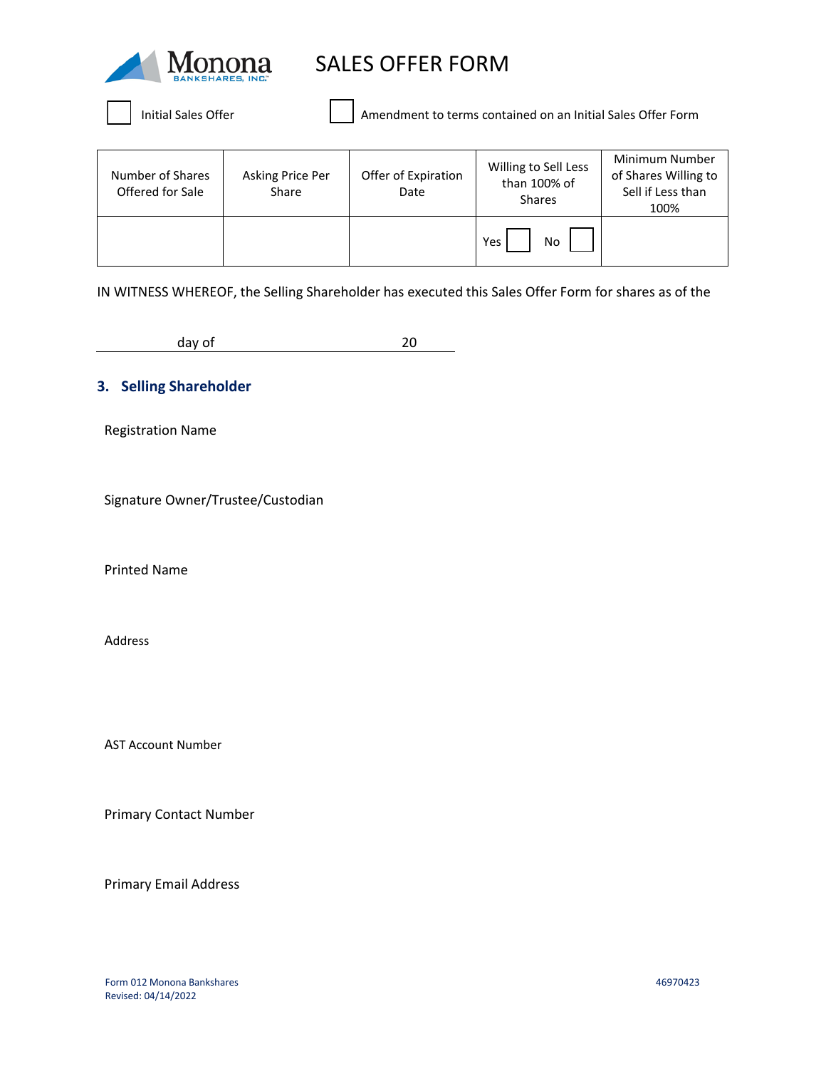# SALES OFFER FORM

☐ Initial Sales Offer ☐ Amendment to terms contained on an Initial Sales Offer Form

| Number of Shares Offered for Sale | Asking Price Per Share | Offer of Expiration Date | Willing to Sell Less than 100% of Shares | Minimum Number of Shares Willing to Sell if Less than 100% |
|---|---|---|---|---|
| | | | Yes ☐ No ☐ | |

IN WITNESS WHEREOF, the Selling Shareholder has executed this Sales Offer Form for shares as of the

_______ day of _______________ 20___

## 3. Selling Shareholder

Registration Name

Signature Owner/Trustee/Custodian

Printed Name

Address

AST Account Number

Primary Contact Number

Primary Email Address

Form 012 Monona Bankshares
Revised: 04/14/2022

46970423